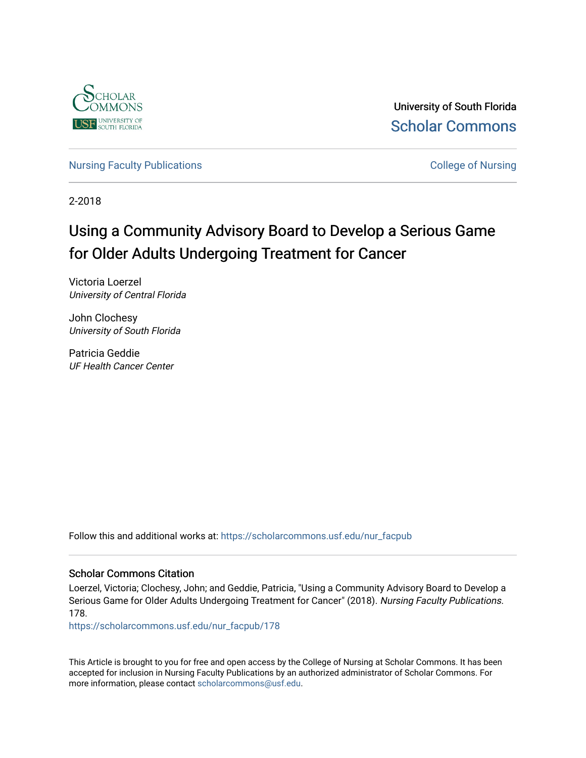University of South Florida

Scholar Commons

Nursing Faculty Publications

College of Nursing

2-2018

# Using a Community Advisory Board to Develop a Serious Game for Older Adults Undergoing Treatment for Cancer

Victoria Loerzel
*University of Central Florida*

John Clochesy
*University of South Florida*

Patricia Geddie
*UF Health Cancer Center*

Follow this and additional works at: https://scholarcommons.usf.edu/nur_facpub

## Scholar Commons Citation

Loerzel, Victoria; Clochesy, John; and Geddie, Patricia, "Using a Community Advisory Board to Develop a Serious Game for Older Adults Undergoing Treatment for Cancer" (2018). *Nursing Faculty Publications*. 178.
https://scholarcommons.usf.edu/nur_facpub/178

This Article is brought to you for free and open access by the College of Nursing at Scholar Commons. It has been accepted for inclusion in Nursing Faculty Publications by an authorized administrator of Scholar Commons. For more information, please contact scholarcommons@usf.edu.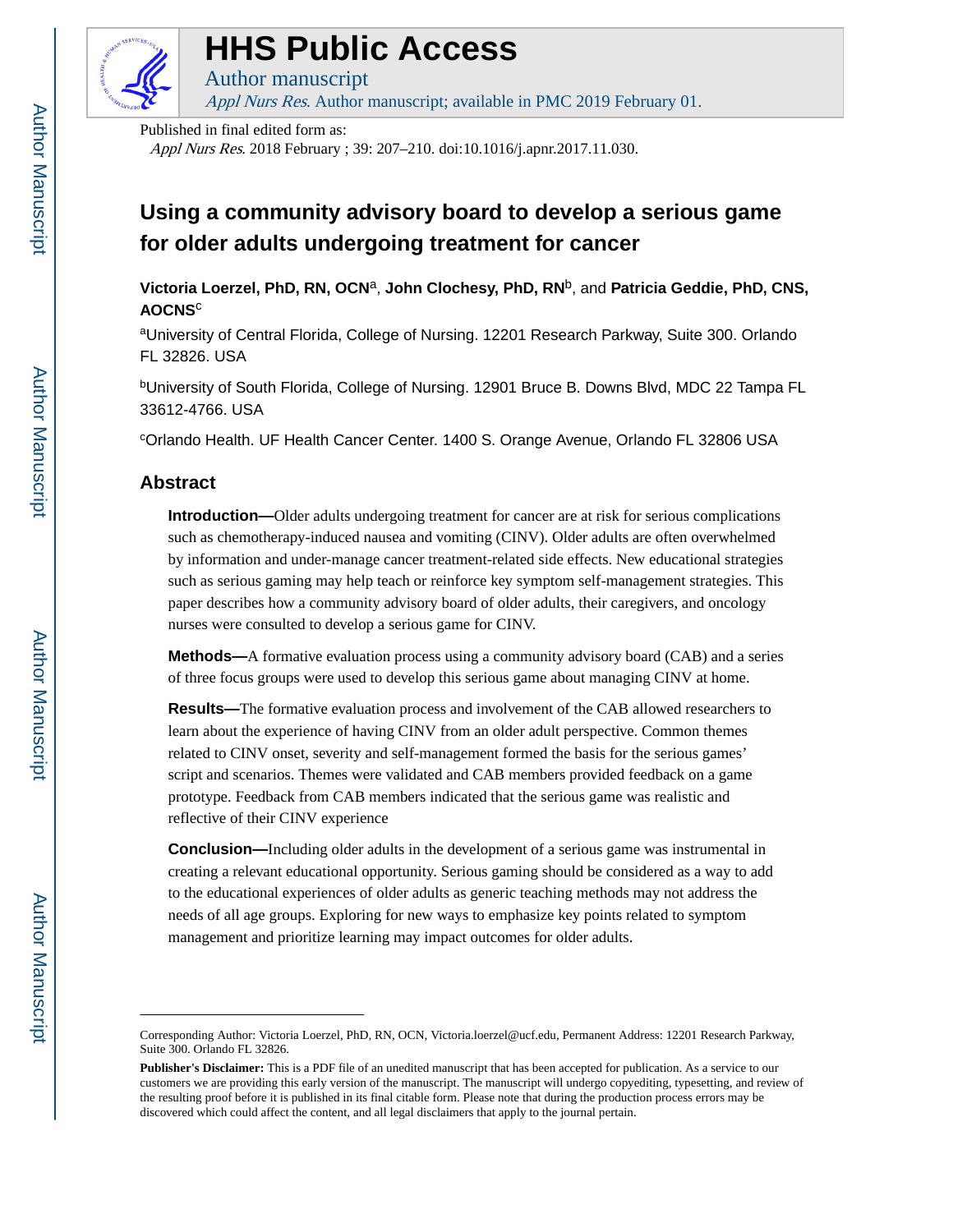# HHS Public Access

Author manuscript

*Appl Nurs Res*. Author manuscript; available in PMC 2019 February 01.

Published in final edited form as:

*Appl Nurs Res*. 2018 February ; 39: 207–210. doi:10.1016/j.apnr.2017.11.030.

# Using a community advisory board to develop a serious game for older adults undergoing treatment for cancer

**Victoria Loerzel, PhD, RN, OCN**[a], **John Clochesy, PhD, RN**[b], and **Patricia Geddie, PhD, CNS, AOCNS**[c]

[a]University of Central Florida, College of Nursing. 12201 Research Parkway, Suite 300. Orlando FL 32826. USA

[b]University of South Florida, College of Nursing. 12901 Bruce B. Downs Blvd, MDC 22 Tampa FL 33612-4766. USA

[c]Orlando Health. UF Health Cancer Center. 1400 S. Orange Avenue, Orlando FL 32806 USA

## Abstract

**Introduction—**Older adults undergoing treatment for cancer are at risk for serious complications such as chemotherapy-induced nausea and vomiting (CINV). Older adults are often overwhelmed by information and under-manage cancer treatment-related side effects. New educational strategies such as serious gaming may help teach or reinforce key symptom self-management strategies. This paper describes how a community advisory board of older adults, their caregivers, and oncology nurses were consulted to develop a serious game for CINV.

**Methods—**A formative evaluation process using a community advisory board (CAB) and a series of three focus groups were used to develop this serious game about managing CINV at home.

**Results—**The formative evaluation process and involvement of the CAB allowed researchers to learn about the experience of having CINV from an older adult perspective. Common themes related to CINV onset, severity and self-management formed the basis for the serious games' script and scenarios. Themes were validated and CAB members provided feedback on a game prototype. Feedback from CAB members indicated that the serious game was realistic and reflective of their CINV experience

**Conclusion—**Including older adults in the development of a serious game was instrumental in creating a relevant educational opportunity. Serious gaming should be considered as a way to add to the educational experiences of older adults as generic teaching methods may not address the needs of all age groups. Exploring for new ways to emphasize key points related to symptom management and prioritize learning may impact outcomes for older adults.

---

Corresponding Author: Victoria Loerzel, PhD, RN, OCN, Victoria.loerzel@ucf.edu, Permanent Address: 12201 Research Parkway, Suite 300. Orlando FL 32826.

**Publisher's Disclaimer:** This is a PDF file of an unedited manuscript that has been accepted for publication. As a service to our customers we are providing this early version of the manuscript. The manuscript will undergo copyediting, typesetting, and review of the resulting proof before it is published in its final citable form. Please note that during the production process errors may be discovered which could affect the content, and all legal disclaimers that apply to the journal pertain.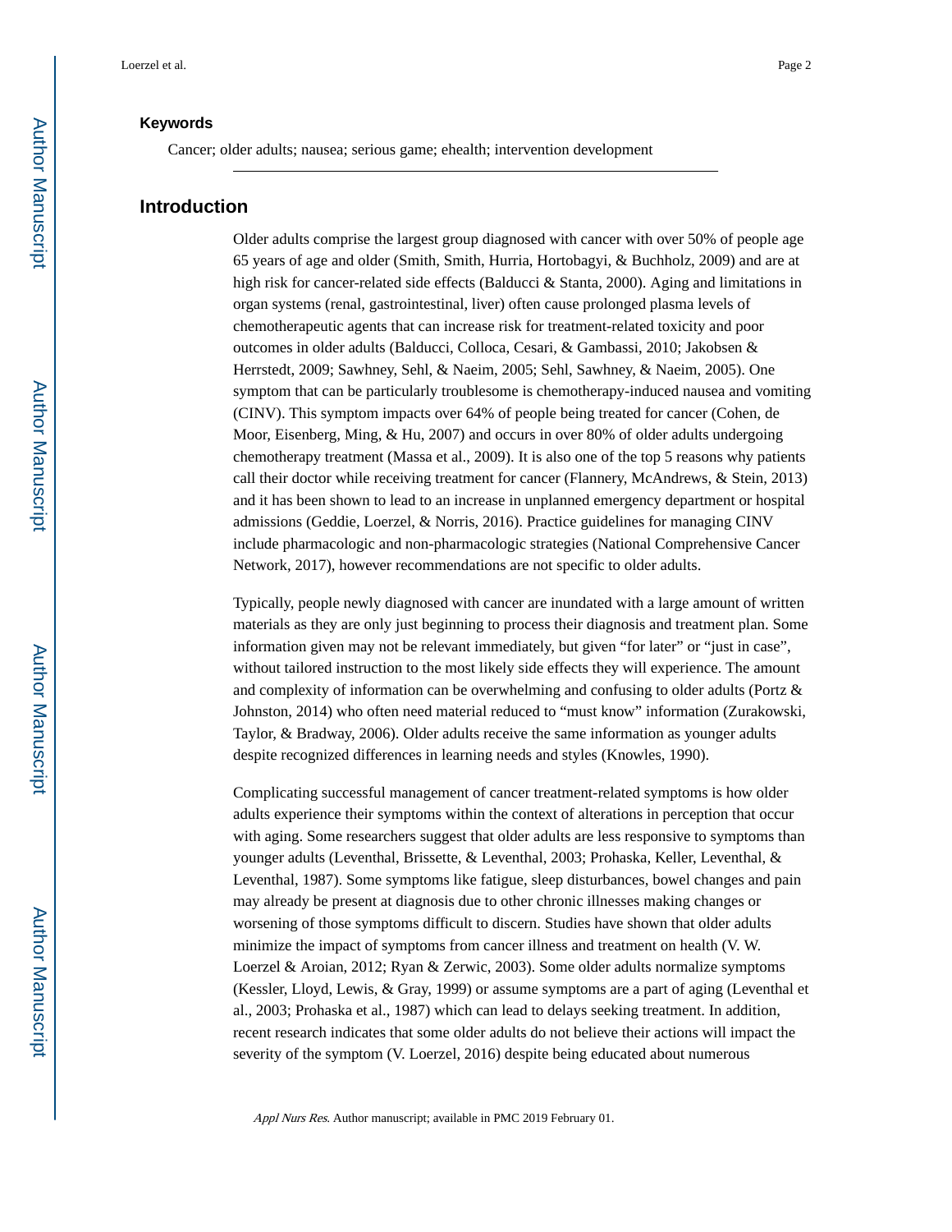## Keywords

Cancer; older adults; nausea; serious game; ehealth; intervention development

## Introduction

Older adults comprise the largest group diagnosed with cancer with over 50% of people age 65 years of age and older (Smith, Smith, Hurria, Hortobagyi, & Buchholz, 2009) and are at high risk for cancer-related side effects (Balducci & Stanta, 2000). Aging and limitations in organ systems (renal, gastrointestinal, liver) often cause prolonged plasma levels of chemotherapeutic agents that can increase risk for treatment-related toxicity and poor outcomes in older adults (Balducci, Colloca, Cesari, & Gambassi, 2010; Jakobsen & Herrstedt, 2009; Sawhney, Sehl, & Naeim, 2005; Sehl, Sawhney, & Naeim, 2005). One symptom that can be particularly troublesome is chemotherapy-induced nausea and vomiting (CINV). This symptom impacts over 64% of people being treated for cancer (Cohen, de Moor, Eisenberg, Ming, & Hu, 2007) and occurs in over 80% of older adults undergoing chemotherapy treatment (Massa et al., 2009). It is also one of the top 5 reasons why patients call their doctor while receiving treatment for cancer (Flannery, McAndrews, & Stein, 2013) and it has been shown to lead to an increase in unplanned emergency department or hospital admissions (Geddie, Loerzel, & Norris, 2016). Practice guidelines for managing CINV include pharmacologic and non-pharmacologic strategies (National Comprehensive Cancer Network, 2017), however recommendations are not specific to older adults.

Typically, people newly diagnosed with cancer are inundated with a large amount of written materials as they are only just beginning to process their diagnosis and treatment plan. Some information given may not be relevant immediately, but given "for later" or "just in case", without tailored instruction to the most likely side effects they will experience. The amount and complexity of information can be overwhelming and confusing to older adults (Portz & Johnston, 2014) who often need material reduced to "must know" information (Zurakowski, Taylor, & Bradway, 2006). Older adults receive the same information as younger adults despite recognized differences in learning needs and styles (Knowles, 1990).

Complicating successful management of cancer treatment-related symptoms is how older adults experience their symptoms within the context of alterations in perception that occur with aging. Some researchers suggest that older adults are less responsive to symptoms than younger adults (Leventhal, Brissette, & Leventhal, 2003; Prohaska, Keller, Leventhal, & Leventhal, 1987). Some symptoms like fatigue, sleep disturbances, bowel changes and pain may already be present at diagnosis due to other chronic illnesses making changes or worsening of those symptoms difficult to discern. Studies have shown that older adults minimize the impact of symptoms from cancer illness and treatment on health (V. W. Loerzel & Aroian, 2012; Ryan & Zerwic, 2003). Some older adults normalize symptoms (Kessler, Lloyd, Lewis, & Gray, 1999) or assume symptoms are a part of aging (Leventhal et al., 2003; Prohaska et al., 1987) which can lead to delays seeking treatment. In addition, recent research indicates that some older adults do not believe their actions will impact the severity of the symptom (V. Loerzel, 2016) despite being educated about numerous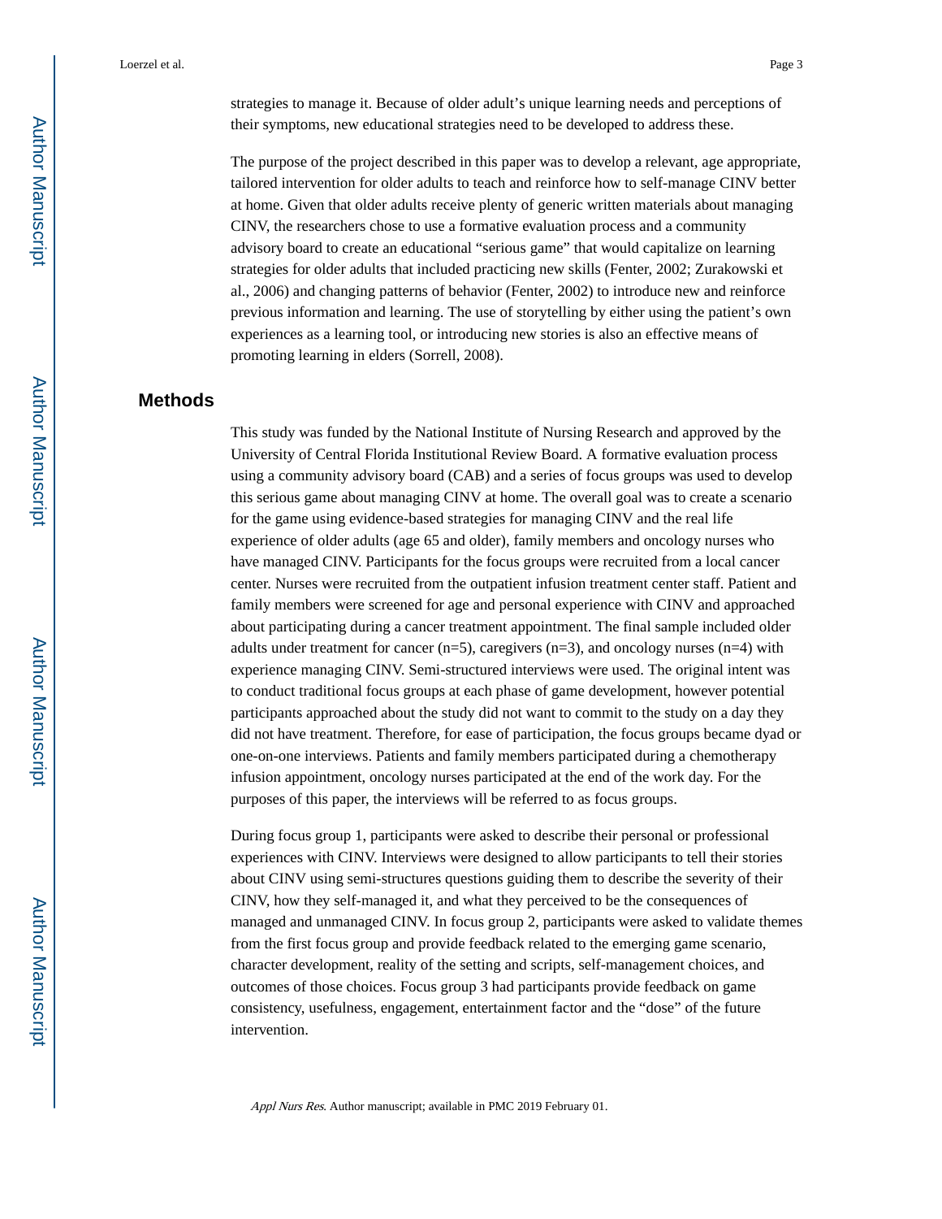strategies to manage it. Because of older adult's unique learning needs and perceptions of their symptoms, new educational strategies need to be developed to address these.

The purpose of the project described in this paper was to develop a relevant, age appropriate, tailored intervention for older adults to teach and reinforce how to self-manage CINV better at home. Given that older adults receive plenty of generic written materials about managing CINV, the researchers chose to use a formative evaluation process and a community advisory board to create an educational "serious game" that would capitalize on learning strategies for older adults that included practicing new skills (Fenter, 2002; Zurakowski et al., 2006) and changing patterns of behavior (Fenter, 2002) to introduce new and reinforce previous information and learning. The use of storytelling by either using the patient's own experiences as a learning tool, or introducing new stories is also an effective means of promoting learning in elders (Sorrell, 2008).

## Methods

This study was funded by the National Institute of Nursing Research and approved by the University of Central Florida Institutional Review Board. A formative evaluation process using a community advisory board (CAB) and a series of focus groups was used to develop this serious game about managing CINV at home. The overall goal was to create a scenario for the game using evidence-based strategies for managing CINV and the real life experience of older adults (age 65 and older), family members and oncology nurses who have managed CINV. Participants for the focus groups were recruited from a local cancer center. Nurses were recruited from the outpatient infusion treatment center staff. Patient and family members were screened for age and personal experience with CINV and approached about participating during a cancer treatment appointment. The final sample included older adults under treatment for cancer (n=5), caregivers (n=3), and oncology nurses (n=4) with experience managing CINV. Semi-structured interviews were used. The original intent was to conduct traditional focus groups at each phase of game development, however potential participants approached about the study did not want to commit to the study on a day they did not have treatment. Therefore, for ease of participation, the focus groups became dyad or one-on-one interviews. Patients and family members participated during a chemotherapy infusion appointment, oncology nurses participated at the end of the work day. For the purposes of this paper, the interviews will be referred to as focus groups.

During focus group 1, participants were asked to describe their personal or professional experiences with CINV. Interviews were designed to allow participants to tell their stories about CINV using semi-structures questions guiding them to describe the severity of their CINV, how they self-managed it, and what they perceived to be the consequences of managed and unmanaged CINV. In focus group 2, participants were asked to validate themes from the first focus group and provide feedback related to the emerging game scenario, character development, reality of the setting and scripts, self-management choices, and outcomes of those choices. Focus group 3 had participants provide feedback on game consistency, usefulness, engagement, entertainment factor and the "dose" of the future intervention.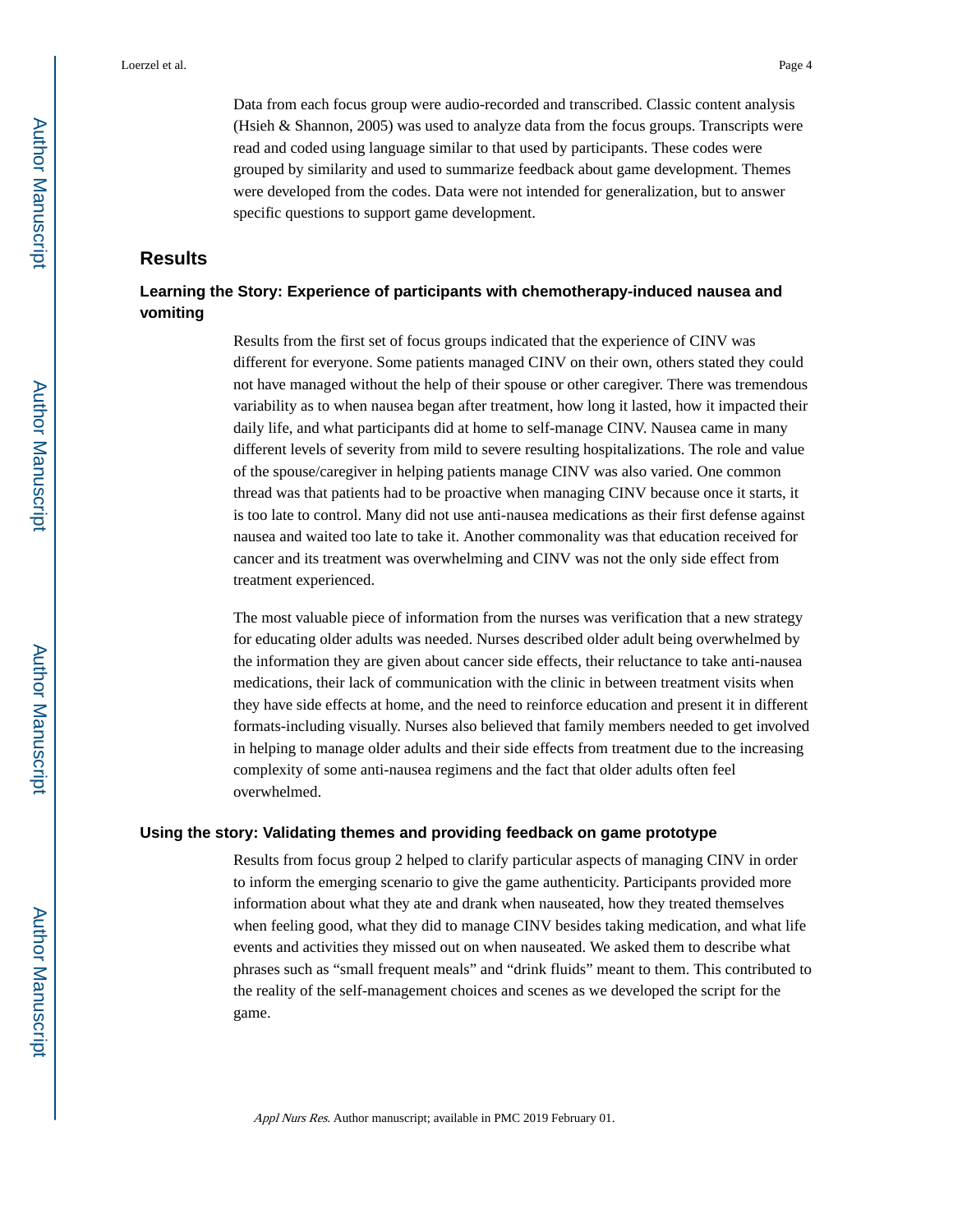Data from each focus group were audio-recorded and transcribed. Classic content analysis (Hsieh & Shannon, 2005) was used to analyze data from the focus groups. Transcripts were read and coded using language similar to that used by participants. These codes were grouped by similarity and used to summarize feedback about game development. Themes were developed from the codes. Data were not intended for generalization, but to answer specific questions to support game development.

## Results

### Learning the Story: Experience of participants with chemotherapy-induced nausea and vomiting

Results from the first set of focus groups indicated that the experience of CINV was different for everyone. Some patients managed CINV on their own, others stated they could not have managed without the help of their spouse or other caregiver. There was tremendous variability as to when nausea began after treatment, how long it lasted, how it impacted their daily life, and what participants did at home to self-manage CINV. Nausea came in many different levels of severity from mild to severe resulting hospitalizations. The role and value of the spouse/caregiver in helping patients manage CINV was also varied. One common thread was that patients had to be proactive when managing CINV because once it starts, it is too late to control. Many did not use anti-nausea medications as their first defense against nausea and waited too late to take it. Another commonality was that education received for cancer and its treatment was overwhelming and CINV was not the only side effect from treatment experienced.

The most valuable piece of information from the nurses was verification that a new strategy for educating older adults was needed. Nurses described older adult being overwhelmed by the information they are given about cancer side effects, their reluctance to take anti-nausea medications, their lack of communication with the clinic in between treatment visits when they have side effects at home, and the need to reinforce education and present it in different formats-including visually. Nurses also believed that family members needed to get involved in helping to manage older adults and their side effects from treatment due to the increasing complexity of some anti-nausea regimens and the fact that older adults often feel overwhelmed.

### Using the story: Validating themes and providing feedback on game prototype

Results from focus group 2 helped to clarify particular aspects of managing CINV in order to inform the emerging scenario to give the game authenticity. Participants provided more information about what they ate and drank when nauseated, how they treated themselves when feeling good, what they did to manage CINV besides taking medication, and what life events and activities they missed out on when nauseated. We asked them to describe what phrases such as "small frequent meals" and "drink fluids" meant to them. This contributed to the reality of the self-management choices and scenes as we developed the script for the game.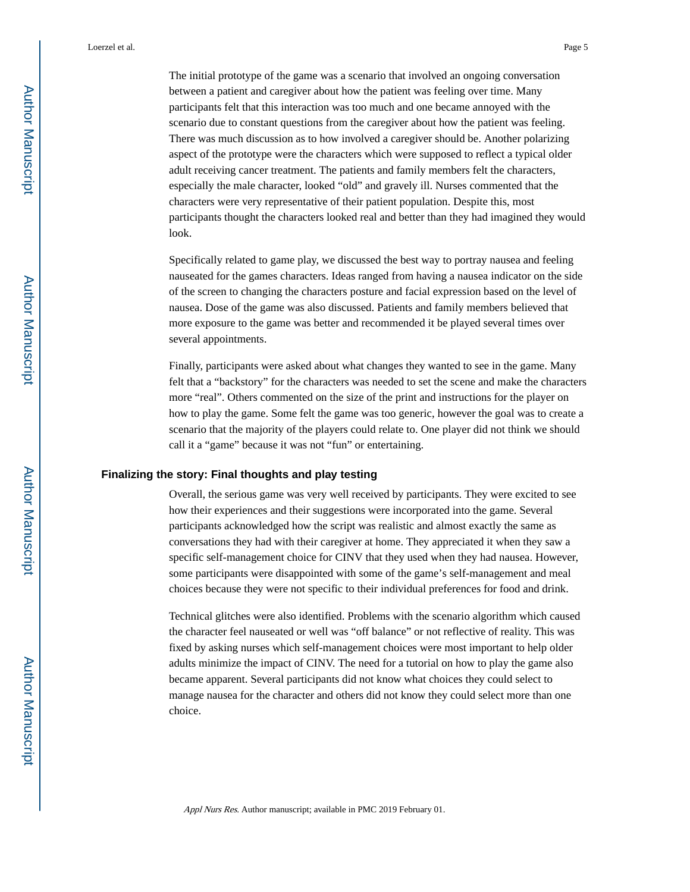The initial prototype of the game was a scenario that involved an ongoing conversation between a patient and caregiver about how the patient was feeling over time. Many participants felt that this interaction was too much and one became annoyed with the scenario due to constant questions from the caregiver about how the patient was feeling. There was much discussion as to how involved a caregiver should be. Another polarizing aspect of the prototype were the characters which were supposed to reflect a typical older adult receiving cancer treatment. The patients and family members felt the characters, especially the male character, looked "old" and gravely ill. Nurses commented that the characters were very representative of their patient population. Despite this, most participants thought the characters looked real and better than they had imagined they would look.

Specifically related to game play, we discussed the best way to portray nausea and feeling nauseated for the games characters. Ideas ranged from having a nausea indicator on the side of the screen to changing the characters posture and facial expression based on the level of nausea. Dose of the game was also discussed. Patients and family members believed that more exposure to the game was better and recommended it be played several times over several appointments.

Finally, participants were asked about what changes they wanted to see in the game. Many felt that a "backstory" for the characters was needed to set the scene and make the characters more "real". Others commented on the size of the print and instructions for the player on how to play the game. Some felt the game was too generic, however the goal was to create a scenario that the majority of the players could relate to. One player did not think we should call it a "game" because it was not "fun" or entertaining.

### Finalizing the story: Final thoughts and play testing

Overall, the serious game was very well received by participants. They were excited to see how their experiences and their suggestions were incorporated into the game. Several participants acknowledged how the script was realistic and almost exactly the same as conversations they had with their caregiver at home. They appreciated it when they saw a specific self-management choice for CINV that they used when they had nausea. However, some participants were disappointed with some of the game's self-management and meal choices because they were not specific to their individual preferences for food and drink.

Technical glitches were also identified. Problems with the scenario algorithm which caused the character feel nauseated or well was "off balance" or not reflective of reality. This was fixed by asking nurses which self-management choices were most important to help older adults minimize the impact of CINV. The need for a tutorial on how to play the game also became apparent. Several participants did not know what choices they could select to manage nausea for the character and others did not know they could select more than one choice.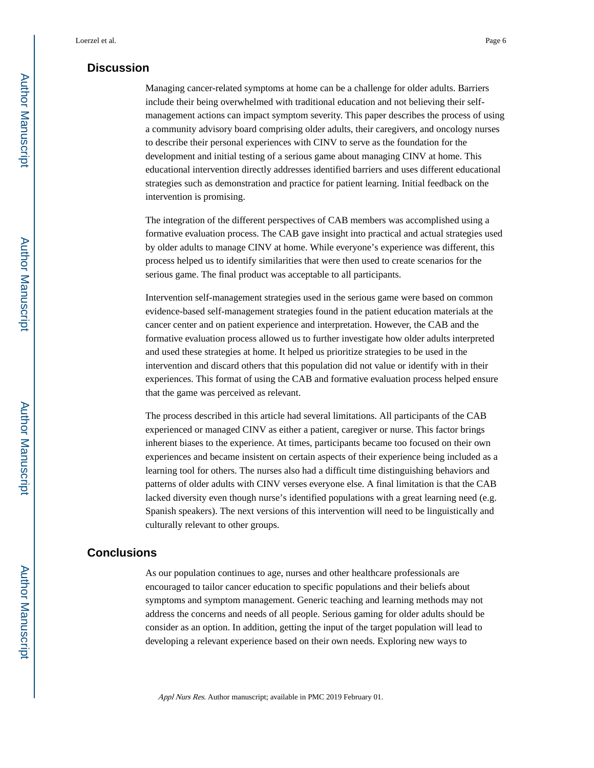## Discussion

Managing cancer-related symptoms at home can be a challenge for older adults. Barriers include their being overwhelmed with traditional education and not believing their self-management actions can impact symptom severity. This paper describes the process of using a community advisory board comprising older adults, their caregivers, and oncology nurses to describe their personal experiences with CINV to serve as the foundation for the development and initial testing of a serious game about managing CINV at home. This educational intervention directly addresses identified barriers and uses different educational strategies such as demonstration and practice for patient learning. Initial feedback on the intervention is promising.

The integration of the different perspectives of CAB members was accomplished using a formative evaluation process. The CAB gave insight into practical and actual strategies used by older adults to manage CINV at home. While everyone's experience was different, this process helped us to identify similarities that were then used to create scenarios for the serious game. The final product was acceptable to all participants.

Intervention self-management strategies used in the serious game were based on common evidence-based self-management strategies found in the patient education materials at the cancer center and on patient experience and interpretation. However, the CAB and the formative evaluation process allowed us to further investigate how older adults interpreted and used these strategies at home. It helped us prioritize strategies to be used in the intervention and discard others that this population did not value or identify with in their experiences. This format of using the CAB and formative evaluation process helped ensure that the game was perceived as relevant.

The process described in this article had several limitations. All participants of the CAB experienced or managed CINV as either a patient, caregiver or nurse. This factor brings inherent biases to the experience. At times, participants became too focused on their own experiences and became insistent on certain aspects of their experience being included as a learning tool for others. The nurses also had a difficult time distinguishing behaviors and patterns of older adults with CINV verses everyone else. A final limitation is that the CAB lacked diversity even though nurse's identified populations with a great learning need (e.g. Spanish speakers). The next versions of this intervention will need to be linguistically and culturally relevant to other groups.

## Conclusions

As our population continues to age, nurses and other healthcare professionals are encouraged to tailor cancer education to specific populations and their beliefs about symptoms and symptom management. Generic teaching and learning methods may not address the concerns and needs of all people. Serious gaming for older adults should be consider as an option. In addition, getting the input of the target population will lead to developing a relevant experience based on their own needs. Exploring new ways to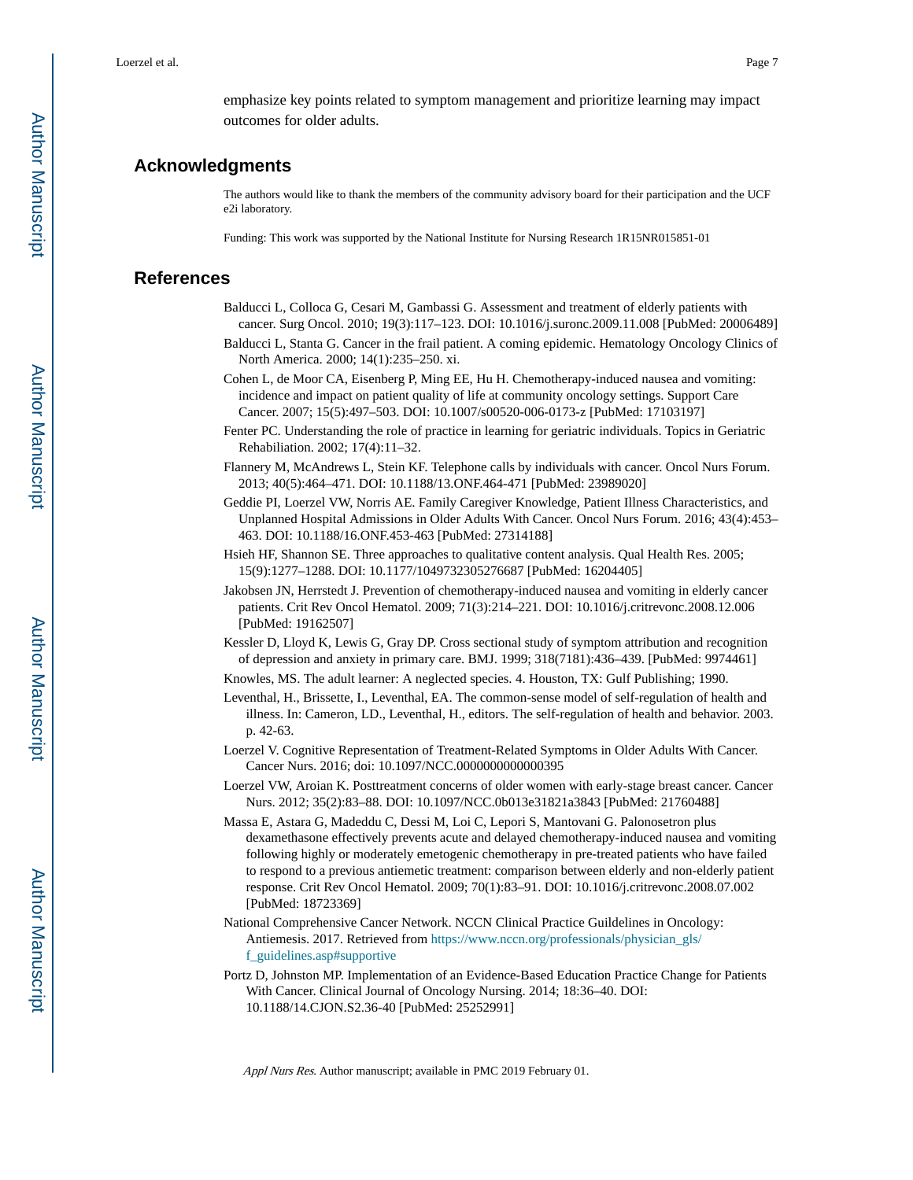emphasize key points related to symptom management and prioritize learning may impact outcomes for older adults.

## Acknowledgments

The authors would like to thank the members of the community advisory board for their participation and the UCF e2i laboratory.

Funding: This work was supported by the National Institute for Nursing Research 1R15NR015851-01

## References

Balducci L, Colloca G, Cesari M, Gambassi G. Assessment and treatment of elderly patients with cancer. Surg Oncol. 2010; 19(3):117–123. DOI: 10.1016/j.suronc.2009.11.008 [PubMed: 20006489]

Balducci L, Stanta G. Cancer in the frail patient. A coming epidemic. Hematology Oncology Clinics of North America. 2000; 14(1):235–250. xi.

Cohen L, de Moor CA, Eisenberg P, Ming EE, Hu H. Chemotherapy-induced nausea and vomiting: incidence and impact on patient quality of life at community oncology settings. Support Care Cancer. 2007; 15(5):497–503. DOI: 10.1007/s00520-006-0173-z [PubMed: 17103197]

Fenter PC. Understanding the role of practice in learning for geriatric individuals. Topics in Geriatric Rehabiliation. 2002; 17(4):11–32.

Flannery M, McAndrews L, Stein KF. Telephone calls by individuals with cancer. Oncol Nurs Forum. 2013; 40(5):464–471. DOI: 10.1188/13.ONF.464-471 [PubMed: 23989020]

Geddie PI, Loerzel VW, Norris AE. Family Caregiver Knowledge, Patient Illness Characteristics, and Unplanned Hospital Admissions in Older Adults With Cancer. Oncol Nurs Forum. 2016; 43(4):453–463. DOI: 10.1188/16.ONF.453-463 [PubMed: 27314188]

Hsieh HF, Shannon SE. Three approaches to qualitative content analysis. Qual Health Res. 2005; 15(9):1277–1288. DOI: 10.1177/1049732305276687 [PubMed: 16204405]

Jakobsen JN, Herrstedt J. Prevention of chemotherapy-induced nausea and vomiting in elderly cancer patients. Crit Rev Oncol Hematol. 2009; 71(3):214–221. DOI: 10.1016/j.critrevonc.2008.12.006 [PubMed: 19162507]

Kessler D, Lloyd K, Lewis G, Gray DP. Cross sectional study of symptom attribution and recognition of depression and anxiety in primary care. BMJ. 1999; 318(7181):436–439. [PubMed: 9974461]

Knowles, MS. The adult learner: A neglected species. 4. Houston, TX: Gulf Publishing; 1990.

Leventhal, H., Brissette, I., Leventhal, EA. The common-sense model of self-regulation of health and illness. In: Cameron, LD., Leventhal, H., editors. The self-regulation of health and behavior. 2003. p. 42-63.

Loerzel V. Cognitive Representation of Treatment-Related Symptoms in Older Adults With Cancer. Cancer Nurs. 2016; doi: 10.1097/NCC.0000000000000395

Loerzel VW, Aroian K. Posttreatment concerns of older women with early-stage breast cancer. Cancer Nurs. 2012; 35(2):83–88. DOI: 10.1097/NCC.0b013e31821a3843 [PubMed: 21760488]

Massa E, Astara G, Madeddu C, Dessi M, Loi C, Lepori S, Mantovani G. Palonosetron plus dexamethasone effectively prevents acute and delayed chemotherapy-induced nausea and vomiting following highly or moderately emetogenic chemotherapy in pre-treated patients who have failed to respond to a previous antiemetic treatment: comparison between elderly and non-elderly patient response. Crit Rev Oncol Hematol. 2009; 70(1):83–91. DOI: 10.1016/j.critrevonc.2008.07.002 [PubMed: 18723369]

National Comprehensive Cancer Network. NCCN Clinical Practice Guildelines in Oncology: Antiemesis. 2017. Retrieved from https://www.nccn.org/professionals/physician_gls/f_guidelines.asp#supportive

Portz D, Johnston MP. Implementation of an Evidence-Based Education Practice Change for Patients With Cancer. Clinical Journal of Oncology Nursing. 2014; 18:36–40. DOI: 10.1188/14.CJON.S2.36-40 [PubMed: 25252991]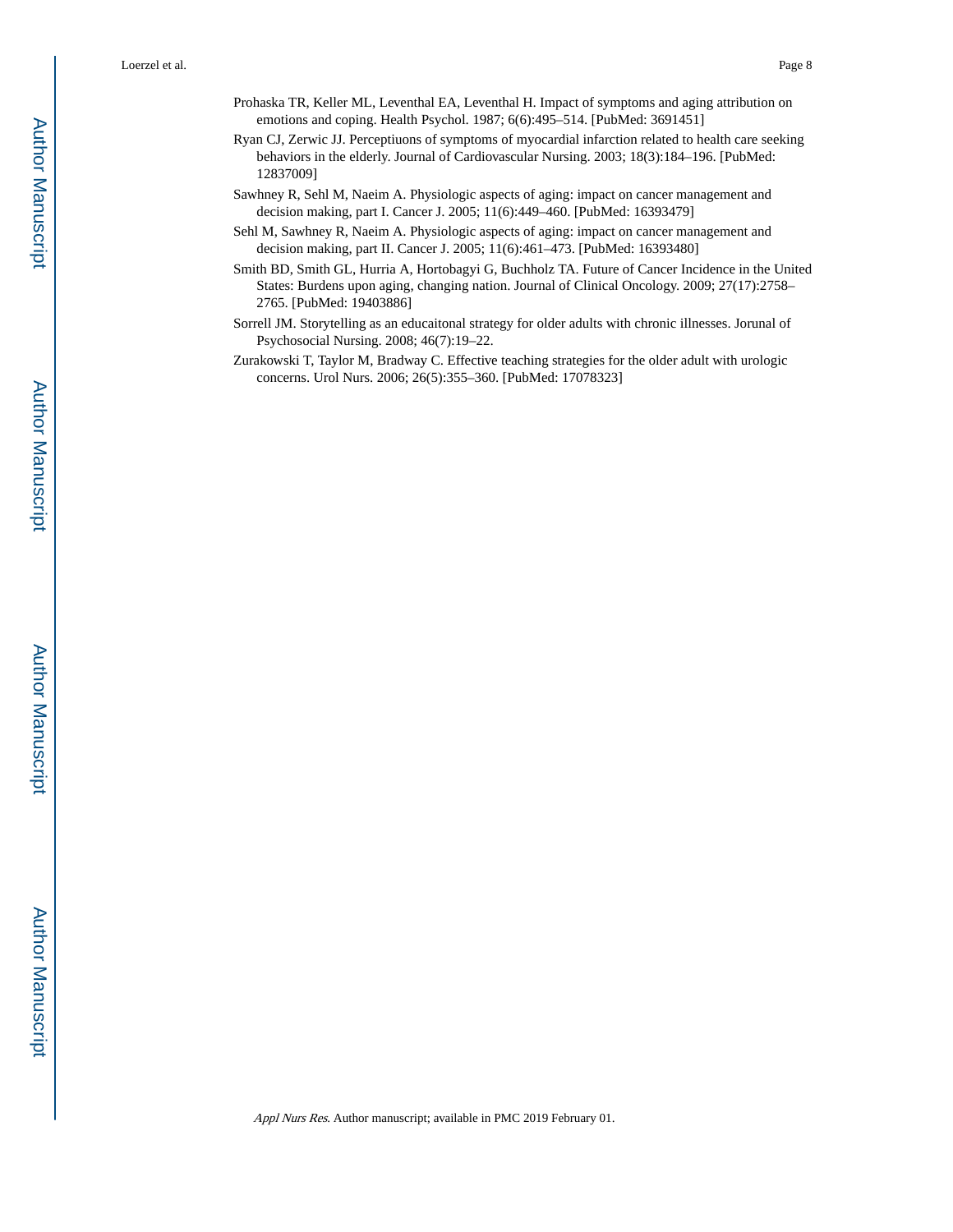Prohaska TR, Keller ML, Leventhal EA, Leventhal H. Impact of symptoms and aging attribution on emotions and coping. Health Psychol. 1987; 6(6):495–514. [PubMed: 3691451]

Ryan CJ, Zerwic JJ. Perceptiuons of symptoms of myocardial infarction related to health care seeking behaviors in the elderly. Journal of Cardiovascular Nursing. 2003; 18(3):184–196. [PubMed: 12837009]

Sawhney R, Sehl M, Naeim A. Physiologic aspects of aging: impact on cancer management and decision making, part I. Cancer J. 2005; 11(6):449–460. [PubMed: 16393479]

Sehl M, Sawhney R, Naeim A. Physiologic aspects of aging: impact on cancer management and decision making, part II. Cancer J. 2005; 11(6):461–473. [PubMed: 16393480]

Smith BD, Smith GL, Hurria A, Hortobagyi G, Buchholz TA. Future of Cancer Incidence in the United States: Burdens upon aging, changing nation. Journal of Clinical Oncology. 2009; 27(17):2758–2765. [PubMed: 19403886]

Sorrell JM. Storytelling as an educaitonal strategy for older adults with chronic illnesses. Jorunal of Psychosocial Nursing. 2008; 46(7):19–22.

Zurakowski T, Taylor M, Bradway C. Effective teaching strategies for the older adult with urologic concerns. Urol Nurs. 2006; 26(5):355–360. [PubMed: 17078323]